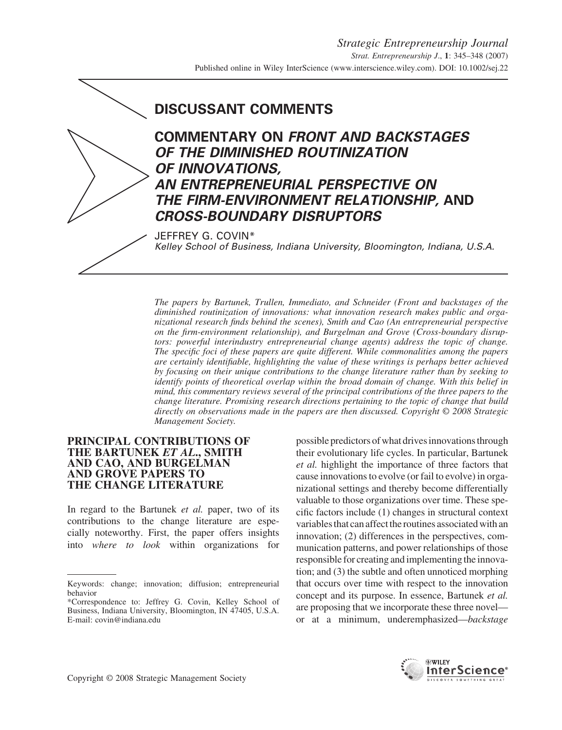# DISCUSSANT COMMENTS

# COMMENTARY ON *FRONT AND BACKSTAGES OF THE DIMINISHED ROUTINIZATION OF INNOVATIONS, AN ENTREPRENEURIAL PERSPECTIVE ON THE FIRM-ENVIRONMENT RELATIONSHIP,* AND *CROSS-BOUNDARY DISRUPTORS*

JEFFREY G. COVIN*

*Kelley School of Business, Indiana University, Bloomington, Indiana, U.S.A.*

*The papers by Bartunek, Trullen, Immediato, and Schneider (Front and backstages of the diminished routinization of innovations: what innovation research makes public and organizational research finds behind the scenes), Smith and Cao (An entrepreneurial perspective on the firm-environment relationship), and Burgelman and Grove (Cross-boundary disruptors: powerful interindustry entrepreneurial change agents) address the topic of change. The specific foci of these papers are quite different. While commonalities among the papers are certainly identifiable, highlighting the value of these writings is perhaps better achieved by focusing on their unique contributions to the change literature rather than by seeking to identify points of theoretical overlap within the broad domain of change. With this belief in mind, this commentary reviews several of the principal contributions of the three papers to the change literature. Promising research directions pertaining to the topic of change that build directly on observations made in the papers are then discussed. Copyright © 2008 Strategic Management Society.*

## PRINCIPAL CONTRIBUTIONS OF THE BARTUNEK *ET AL*., SMITH AND CAO, AND BURGELMAN AND GROVE PAPERS TO THE CHANGE LITERATURE

In regard to the Bartunek *et al.* paper, two of its contributions to the change literature are especially noteworthy. First, the paper offers insights into *where to look* within organizations for possible predictors of what drives innovations through their evolutionary life cycles. In particular, Bartunek *et al.* highlight the importance of three factors that cause innovations to evolve (or fail to evolve) in organizational settings and thereby become differentially valuable to those organizations over time. These specific factors include (1) changes in structural context variables that can affect the routines associated with an innovation; (2) differences in the perspectives, communication patterns, and power relationships of those responsible for creating and implementing the innovation; and (3) the subtle and often unnoticed morphing that occurs over time with respect to the innovation concept and its purpose. In essence, Bartunek *et al.* are proposing that we incorporate these three novel—or at a minimum, underemphasized—*backstage*

Keywords: change; innovation; diffusion; entrepreneurial behavior

*Correspondence to: Jeffrey G. Covin, Kelley School of Business, Indiana University, Bloomington, IN 47405, U.S.A. E-mail: covin@indiana.edu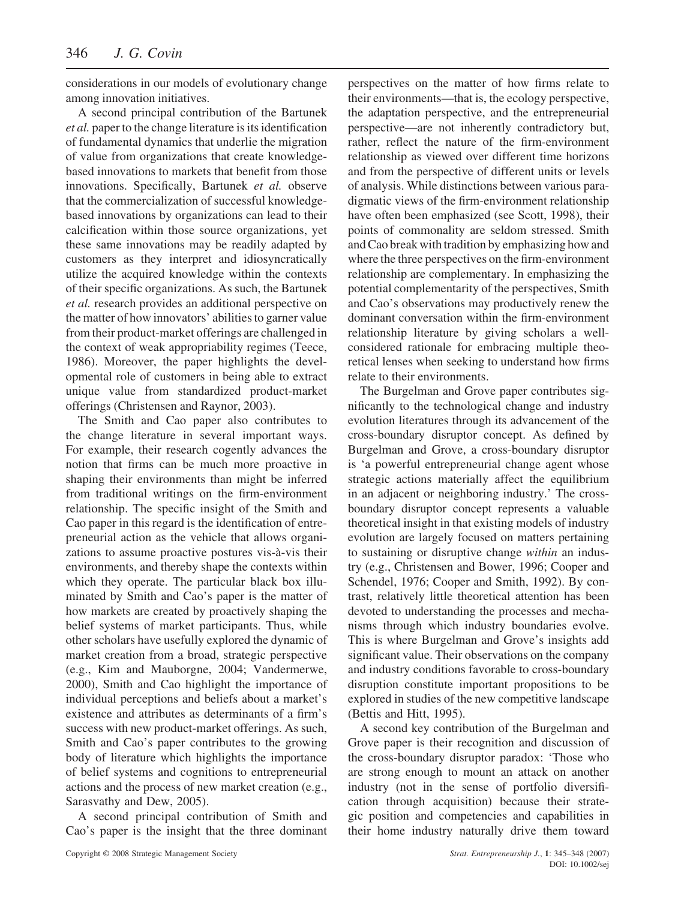considerations in our models of evolutionary change among innovation initiatives.

A second principal contribution of the Bartunek *et al.* paper to the change literature is its identification of fundamental dynamics that underlie the migration of value from organizations that create knowledge-based innovations to markets that benefit from those innovations. Specifically, Bartunek *et al.* observe that the commercialization of successful knowledge-based innovations by organizations can lead to their calcification within those source organizations, yet these same innovations may be readily adapted by customers as they interpret and idiosyncratically utilize the acquired knowledge within the contexts of their specific organizations. As such, the Bartunek *et al.* research provides an additional perspective on the matter of how innovators' abilities to garner value from their product-market offerings are challenged in the context of weak appropriability regimes (Teece, 1986). Moreover, the paper highlights the developmental role of customers in being able to extract unique value from standardized product-market offerings (Christensen and Raynor, 2003).

The Smith and Cao paper also contributes to the change literature in several important ways. For example, their research cogently advances the notion that firms can be much more proactive in shaping their environments than might be inferred from traditional writings on the firm-environment relationship. The specific insight of the Smith and Cao paper in this regard is the identification of entrepreneurial action as the vehicle that allows organizations to assume proactive postures vis-à-vis their environments, and thereby shape the contexts within which they operate. The particular black box illuminated by Smith and Cao's paper is the matter of how markets are created by proactively shaping the belief systems of market participants. Thus, while other scholars have usefully explored the dynamic of market creation from a broad, strategic perspective (e.g., Kim and Mauborgne, 2004; Vandermerwe, 2000), Smith and Cao highlight the importance of individual perceptions and beliefs about a market's existence and attributes as determinants of a firm's success with new product-market offerings. As such, Smith and Cao's paper contributes to the growing body of literature which highlights the importance of belief systems and cognitions to entrepreneurial actions and the process of new market creation (e.g., Sarasvathy and Dew, 2005).

A second principal contribution of Smith and Cao's paper is the insight that the three dominant perspectives on the matter of how firms relate to their environments—that is, the ecology perspective, the adaptation perspective, and the entrepreneurial perspective—are not inherently contradictory but, rather, reflect the nature of the firm-environment relationship as viewed over different time horizons and from the perspective of different units or levels of analysis. While distinctions between various paradigmatic views of the firm-environment relationship have often been emphasized (see Scott, 1998), their points of commonality are seldom stressed. Smith and Cao break with tradition by emphasizing how and where the three perspectives on the firm-environment relationship are complementary. In emphasizing the potential complementarity of the perspectives, Smith and Cao's observations may productively renew the dominant conversation within the firm-environment relationship literature by giving scholars a well-considered rationale for embracing multiple theoretical lenses when seeking to understand how firms relate to their environments.

The Burgelman and Grove paper contributes significantly to the technological change and industry evolution literatures through its advancement of the cross-boundary disruptor concept. As defined by Burgelman and Grove, a cross-boundary disruptor is 'a powerful entrepreneurial change agent whose strategic actions materially affect the equilibrium in an adjacent or neighboring industry.' The cross-boundary disruptor concept represents a valuable theoretical insight in that existing models of industry evolution are largely focused on matters pertaining to sustaining or disruptive change *within* an industry (e.g., Christensen and Bower, 1996; Cooper and Schendel, 1976; Cooper and Smith, 1992). By contrast, relatively little theoretical attention has been devoted to understanding the processes and mechanisms through which industry boundaries evolve. This is where Burgelman and Grove's insights add significant value. Their observations on the company and industry conditions favorable to cross-boundary disruption constitute important propositions to be explored in studies of the new competitive landscape (Bettis and Hitt, 1995).

A second key contribution of the Burgelman and Grove paper is their recognition and discussion of the cross-boundary disruptor paradox: 'Those who are strong enough to mount an attack on another industry (not in the sense of portfolio diversification through acquisition) because their strategic position and competencies and capabilities in their home industry naturally drive them toward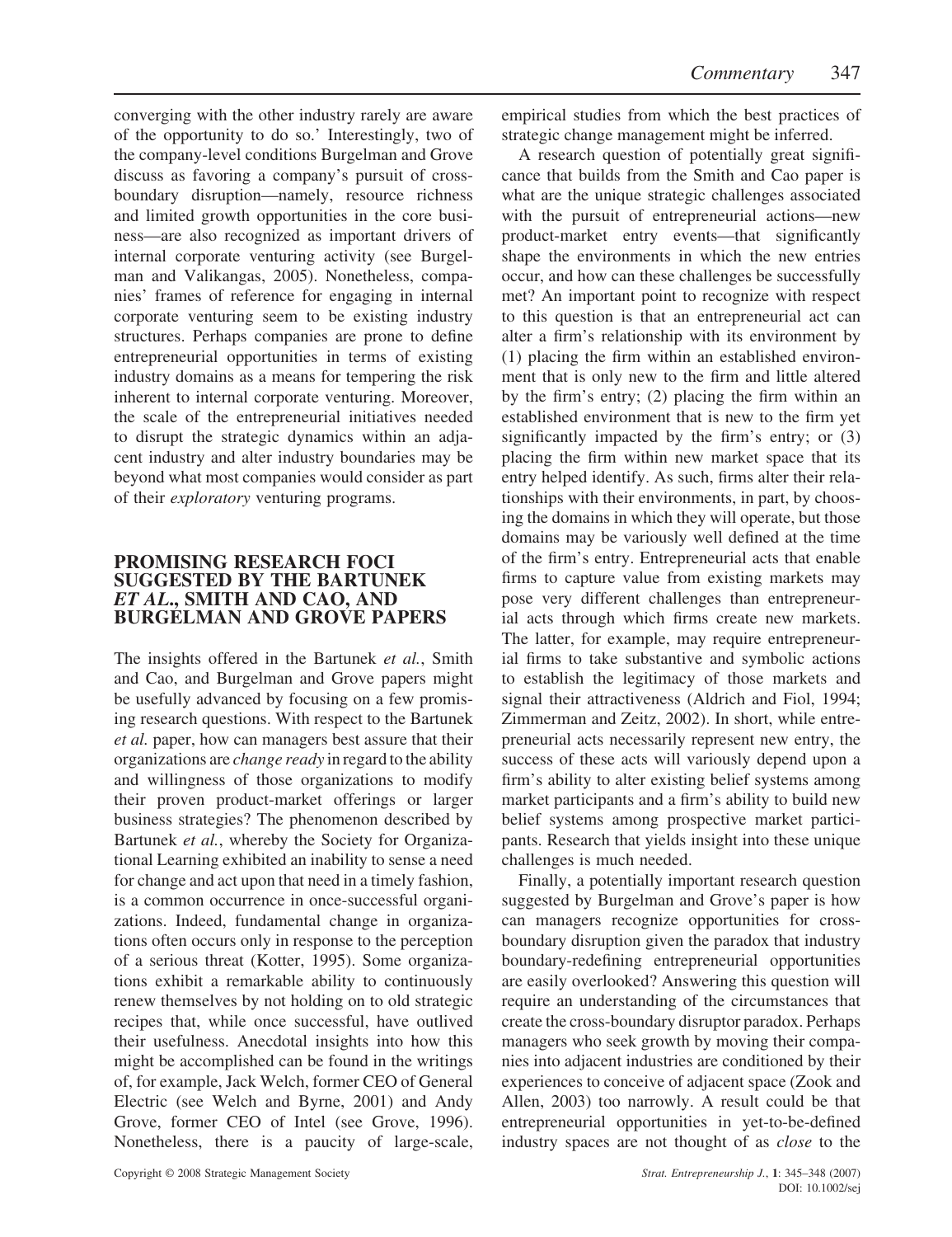converging with the other industry rarely are aware of the opportunity to do so.' Interestingly, two of the company-level conditions Burgelman and Grove discuss as favoring a company's pursuit of cross-boundary disruption—namely, resource richness and limited growth opportunities in the core business—are also recognized as important drivers of internal corporate venturing activity (see Burgelman and Valikangas, 2005). Nonetheless, companies' frames of reference for engaging in internal corporate venturing seem to be existing industry structures. Perhaps companies are prone to define entrepreneurial opportunities in terms of existing industry domains as a means for tempering the risk inherent to internal corporate venturing. Moreover, the scale of the entrepreneurial initiatives needed to disrupt the strategic dynamics within an adjacent industry and alter industry boundaries may be beyond what most companies would consider as part of their *exploratory* venturing programs.

## PROMISING RESEARCH FOCI SUGGESTED BY THE BARTUNEK *ET AL*., SMITH AND CAO, AND BURGELMAN AND GROVE PAPERS

The insights offered in the Bartunek *et al.*, Smith and Cao, and Burgelman and Grove papers might be usefully advanced by focusing on a few promising research questions. With respect to the Bartunek *et al.* paper, how can managers best assure that their organizations are *change ready* in regard to the ability and willingness of those organizations to modify their proven product-market offerings or larger business strategies? The phenomenon described by Bartunek *et al.*, whereby the Society for Organizational Learning exhibited an inability to sense a need for change and act upon that need in a timely fashion, is a common occurrence in once-successful organizations. Indeed, fundamental change in organizations often occurs only in response to the perception of a serious threat (Kotter, 1995). Some organizations exhibit a remarkable ability to continuously renew themselves by not holding on to old strategic recipes that, while once successful, have outlived their usefulness. Anecdotal insights into how this might be accomplished can be found in the writings of, for example, Jack Welch, former CEO of General Electric (see Welch and Byrne, 2001) and Andy Grove, former CEO of Intel (see Grove, 1996). Nonetheless, there is a paucity of large-scale, empirical studies from which the best practices of strategic change management might be inferred.

A research question of potentially great significance that builds from the Smith and Cao paper is what are the unique strategic challenges associated with the pursuit of entrepreneurial actions—new product-market entry events—that significantly shape the environments in which the new entries occur, and how can these challenges be successfully met? An important point to recognize with respect to this question is that an entrepreneurial act can alter a firm's relationship with its environment by (1) placing the firm within an established environment that is only new to the firm and little altered by the firm's entry; (2) placing the firm within an established environment that is new to the firm yet significantly impacted by the firm's entry; or (3) placing the firm within new market space that its entry helped identify. As such, firms alter their relationships with their environments, in part, by choosing the domains in which they will operate, but those domains may be variously well defined at the time of the firm's entry. Entrepreneurial acts that enable firms to capture value from existing markets may pose very different challenges than entrepreneurial acts through which firms create new markets. The latter, for example, may require entrepreneurial firms to take substantive and symbolic actions to establish the legitimacy of those markets and signal their attractiveness (Aldrich and Fiol, 1994; Zimmerman and Zeitz, 2002). In short, while entrepreneurial acts necessarily represent new entry, the success of these acts will variously depend upon a firm's ability to alter existing belief systems among market participants and a firm's ability to build new belief systems among prospective market participants. Research that yields insight into these unique challenges is much needed.

Finally, a potentially important research question suggested by Burgelman and Grove's paper is how can managers recognize opportunities for cross-boundary disruption given the paradox that industry boundary-redefining entrepreneurial opportunities are easily overlooked? Answering this question will require an understanding of the circumstances that create the cross-boundary disruptor paradox. Perhaps managers who seek growth by moving their companies into adjacent industries are conditioned by their experiences to conceive of adjacent space (Zook and Allen, 2003) too narrowly. A result could be that entrepreneurial opportunities in yet-to-be-defined industry spaces are not thought of as *close* to the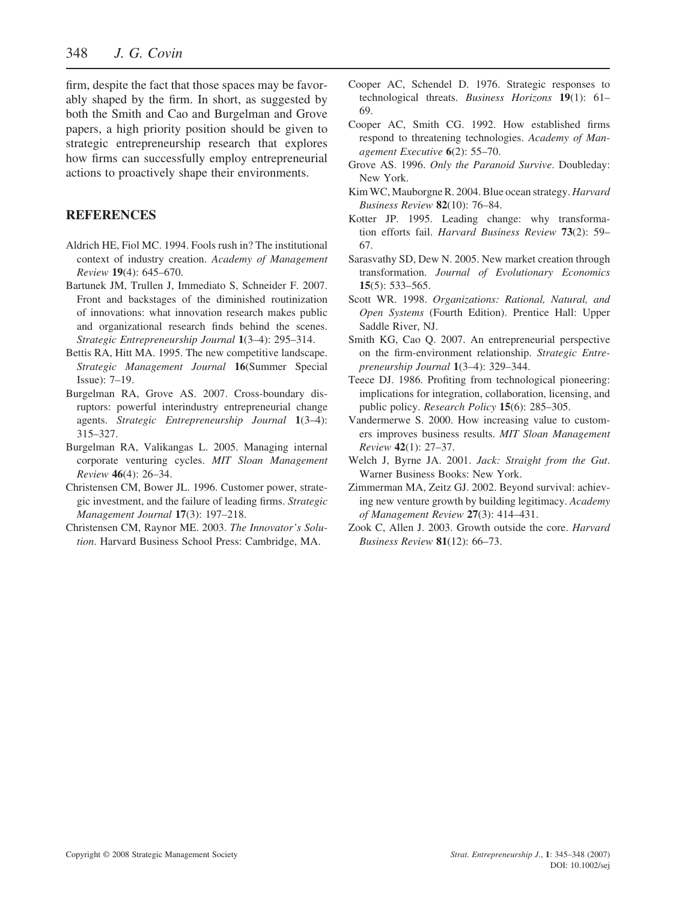firm, despite the fact that those spaces may be favorably shaped by the firm. In short, as suggested by both the Smith and Cao and Burgelman and Grove papers, a high priority position should be given to strategic entrepreneurship research that explores how firms can successfully employ entrepreneurial actions to proactively shape their environments.

## REFERENCES

Aldrich HE, Fiol MC. 1994. Fools rush in? The institutional context of industry creation. *Academy of Management Review* **19**(4): 645–670.

Bartunek JM, Trullen J, Immediato S, Schneider F. 2007. Front and backstages of the diminished routinization of innovations: what innovation research makes public and organizational research finds behind the scenes. *Strategic Entrepreneurship Journal* **1**(3–4): 295–314.

Bettis RA, Hitt MA. 1995. The new competitive landscape. *Strategic Management Journal* **16**(Summer Special Issue): 7–19.

Burgelman RA, Grove AS. 2007. Cross-boundary disruptors: powerful interindustry entrepreneurial change agents. *Strategic Entrepreneurship Journal* **1**(3–4): 315–327.

Burgelman RA, Valikangas L. 2005. Managing internal corporate venturing cycles. *MIT Sloan Management Review* **46**(4): 26–34.

Christensen CM, Bower JL. 1996. Customer power, strategic investment, and the failure of leading firms. *Strategic Management Journal* **17**(3): 197–218.

Christensen CM, Raynor ME. 2003. *The Innovator's Solution*. Harvard Business School Press: Cambridge, MA.

Cooper AC, Schendel D. 1976. Strategic responses to technological threats. *Business Horizons* **19**(1): 61–69.

Cooper AC, Smith CG. 1992. How established firms respond to threatening technologies. *Academy of Management Executive* **6**(2): 55–70.

Grove AS. 1996. *Only the Paranoid Survive*. Doubleday: New York.

Kim WC, Mauborgne R. 2004. Blue ocean strategy. *Harvard Business Review* **82**(10): 76–84.

Kotter JP. 1995. Leading change: why transformation efforts fail. *Harvard Business Review* **73**(2): 59–67.

Sarasvathy SD, Dew N. 2005. New market creation through transformation. *Journal of Evolutionary Economics* **15**(5): 533–565.

Scott WR. 1998. *Organizations: Rational, Natural, and Open Systems* (Fourth Edition). Prentice Hall: Upper Saddle River, NJ.

Smith KG, Cao Q. 2007. An entrepreneurial perspective on the firm-environment relationship. *Strategic Entrepreneurship Journal* **1**(3–4): 329–344.

Teece DJ. 1986. Profiting from technological pioneering: implications for integration, collaboration, licensing, and public policy. *Research Policy* **15**(6): 285–305.

Vandermerwe S. 2000. How increasing value to customers improves business results. *MIT Sloan Management Review* **42**(1): 27–37.

Welch J, Byrne JA. 2001. *Jack: Straight from the Gut*. Warner Business Books: New York.

Zimmerman MA, Zeitz GJ. 2002. Beyond survival: achieving new venture growth by building legitimacy. *Academy of Management Review* **27**(3): 414–431.

Zook C, Allen J. 2003. Growth outside the core. *Harvard Business Review* **81**(12): 66–73.